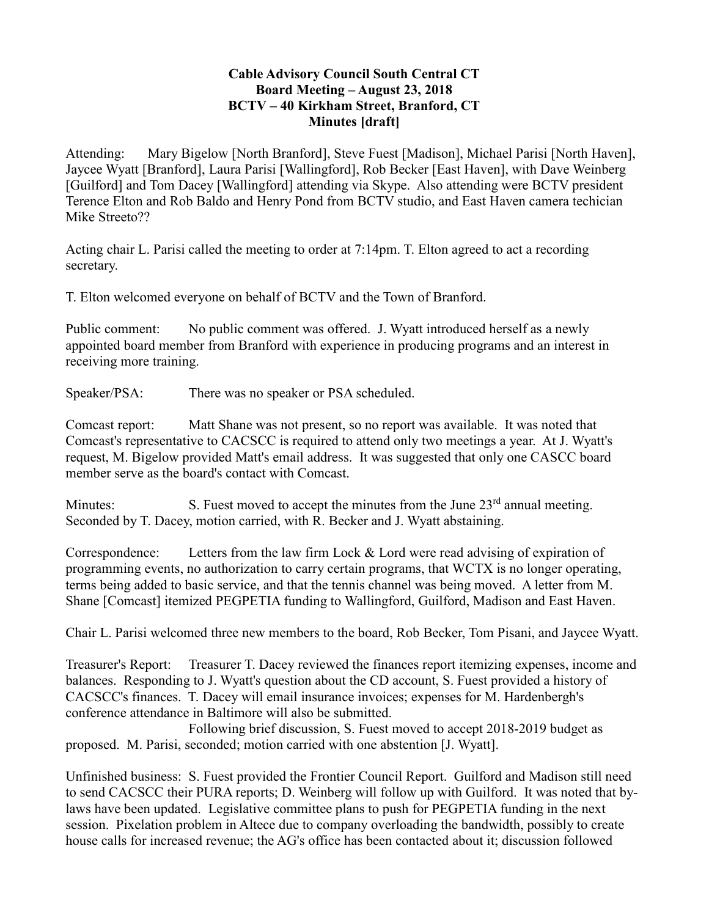**Cable Advisory Council South Central CT**
**Board Meeting – August 23, 2018**
**BCTV – 40 Kirkham Street, Branford, CT**
**Minutes [draft]**

Attending: Mary Bigelow [North Branford], Steve Fuest [Madison], Michael Parisi [North Haven], Jaycee Wyatt [Branford], Laura Parisi [Wallingford], Rob Becker [East Haven], with Dave Weinberg [Guilford] and Tom Dacey [Wallingford] attending via Skype. Also attending were BCTV president Terence Elton and Rob Baldo and Henry Pond from BCTV studio, and East Haven camera techician Mike Streeto??

Acting chair L. Parisi called the meeting to order at 7:14pm. T. Elton agreed to act a recording secretary.

T. Elton welcomed everyone on behalf of BCTV and the Town of Branford.

Public comment: No public comment was offered. J. Wyatt introduced herself as a newly appointed board member from Branford with experience in producing programs and an interest in receiving more training.

Speaker/PSA: There was no speaker or PSA scheduled.

Comcast report: Matt Shane was not present, so no report was available. It was noted that Comcast's representative to CACSCC is required to attend only two meetings a year. At J. Wyatt's request, M. Bigelow provided Matt's email address. It was suggested that only one CASCC board member serve as the board's contact with Comcast.

Minutes: S. Fuest moved to accept the minutes from the June 23rd annual meeting. Seconded by T. Dacey, motion carried, with R. Becker and J. Wyatt abstaining.

Correspondence: Letters from the law firm Lock & Lord were read advising of expiration of programming events, no authorization to carry certain programs, that WCTX is no longer operating, terms being added to basic service, and that the tennis channel was being moved. A letter from M. Shane [Comcast] itemized PEGPETIA funding to Wallingford, Guilford, Madison and East Haven.

Chair L. Parisi welcomed three new members to the board, Rob Becker, Tom Pisani, and Jaycee Wyatt.

Treasurer's Report: Treasurer T. Dacey reviewed the finances report itemizing expenses, income and balances. Responding to J. Wyatt's question about the CD account, S. Fuest provided a history of CACSCC's finances. T. Dacey will email insurance invoices; expenses for M. Hardenbergh's conference attendance in Baltimore will also be submitted.

Following brief discussion, S. Fuest moved to accept 2018-2019 budget as proposed. M. Parisi, seconded; motion carried with one abstention [J. Wyatt].

Unfinished business: S. Fuest provided the Frontier Council Report. Guilford and Madison still need to send CACSCC their PURA reports; D. Weinberg will follow up with Guilford. It was noted that by-laws have been updated. Legislative committee plans to push for PEGPETIA funding in the next session. Pixelation problem in Altece due to company overloading the bandwidth, possibly to create house calls for increased revenue; the AG's office has been contacted about it; discussion followed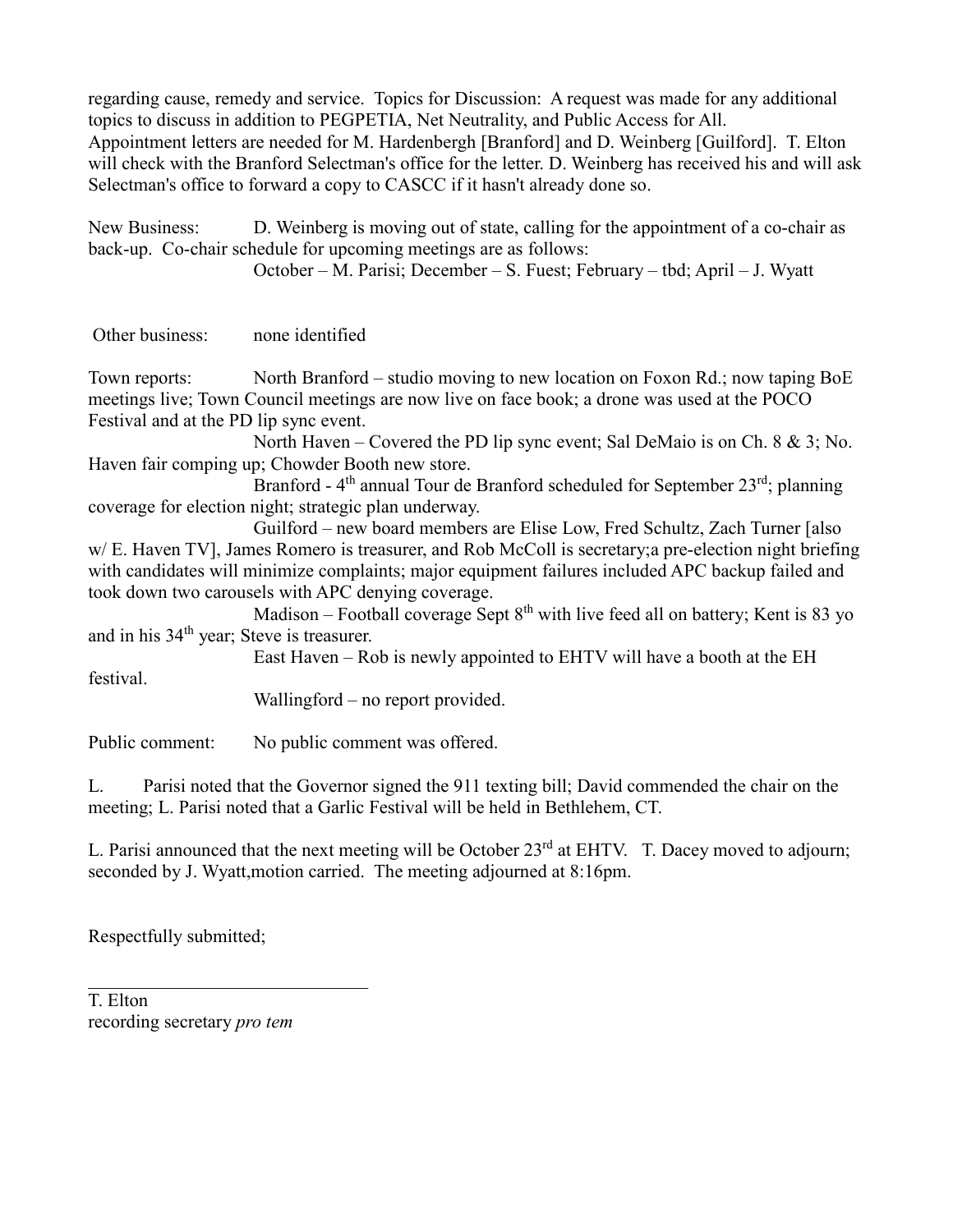regarding cause, remedy and service. Topics for Discussion: A request was made for any additional topics to discuss in addition to PEGPETIA, Net Neutrality, and Public Access for All. Appointment letters are needed for M. Hardenbergh [Branford] and D. Weinberg [Guilford]. T. Elton will check with the Branford Selectman's office for the letter. D. Weinberg has received his and will ask Selectman's office to forward a copy to CASCC if it hasn't already done so.

New Business: D. Weinberg is moving out of state, calling for the appointment of a co-chair as back-up. Co-chair schedule for upcoming meetings are as follows:

October – M. Parisi; December – S. Fuest; February – tbd; April – J. Wyatt

Other business: none identified

Town reports: North Branford – studio moving to new location on Foxon Rd.; now taping BoE meetings live; Town Council meetings are now live on face book; a drone was used at the POCO Festival and at the PD lip sync event.

North Haven – Covered the PD lip sync event; Sal DeMaio is on Ch. 8 & 3; No. Haven fair comping up; Chowder Booth new store.

Branford - 4th annual Tour de Branford scheduled for September 23rd; planning coverage for election night; strategic plan underway.

Guilford – new board members are Elise Low, Fred Schultz, Zach Turner [also w/ E. Haven TV], James Romero is treasurer, and Rob McColl is secretary;a pre-election night briefing with candidates will minimize complaints; major equipment failures included APC backup failed and took down two carousels with APC denying coverage.

Madison – Football coverage Sept 8th with live feed all on battery; Kent is 83 yo and in his 34th year; Steve is treasurer.

East Haven – Rob is newly appointed to EHTV will have a booth at the EH festival.

Wallingford – no report provided.

Public comment: No public comment was offered.

L. Parisi noted that the Governor signed the 911 texting bill; David commended the chair on the meeting; L. Parisi noted that a Garlic Festival will be held in Bethlehem, CT.

L. Parisi announced that the next meeting will be October 23rd at EHTV. T. Dacey moved to adjourn; seconded by J. Wyatt,motion carried. The meeting adjourned at 8:16pm.

Respectfully submitted;

\_\_\_\_\_\_\_\_\_\_\_\_\_\_\_\_\_\_\_\_\_\_\_\_\_\_\_\_\_\_

T. Elton
recording secretary *pro tem*